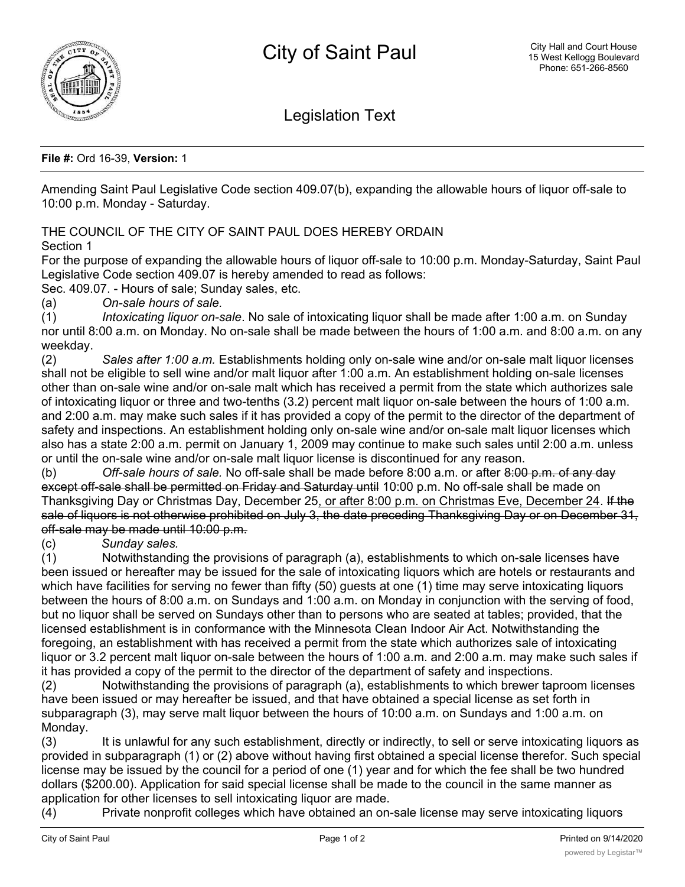# City of Saint Paul

City Hall and Court House
15 West Kellogg Boulevard
Phone: 651-266-8560

## Legislation Text

**File #:** Ord 16-39, **Version:** 1

Amending Saint Paul Legislative Code section 409.07(b), expanding the allowable hours of liquor off-sale to 10:00 p.m. Monday - Saturday.

THE COUNCIL OF THE CITY OF SAINT PAUL DOES HEREBY ORDAIN

Section 1

For the purpose of expanding the allowable hours of liquor off-sale to 10:00 p.m. Monday-Saturday, Saint Paul Legislative Code section 409.07 is hereby amended to read as follows:

Sec. 409.07. - Hours of sale; Sunday sales, etc.

(a) *On-sale hours of sale.*

(1) *Intoxicating liquor on-sale*. No sale of intoxicating liquor shall be made after 1:00 a.m. on Sunday nor until 8:00 a.m. on Monday. No on-sale shall be made between the hours of 1:00 a.m. and 8:00 a.m. on any weekday.

(2) *Sales after 1:00 a.m.* Establishments holding only on-sale wine and/or on-sale malt liquor licenses shall not be eligible to sell wine and/or malt liquor after 1:00 a.m. An establishment holding on-sale licenses other than on-sale wine and/or on-sale malt which has received a permit from the state which authorizes sale of intoxicating liquor or three and two-tenths (3.2) percent malt liquor on-sale between the hours of 1:00 a.m. and 2:00 a.m. may make such sales if it has provided a copy of the permit to the director of the department of safety and inspections. An establishment holding only on-sale wine and/or on-sale malt liquor licenses which also has a state 2:00 a.m. permit on January 1, 2009 may continue to make such sales until 2:00 a.m. unless or until the on-sale wine and/or on-sale malt liquor license is discontinued for any reason.

(b) *Off-sale hours of sale.* No off-sale shall be made before 8:00 a.m. or after ~~8:00 p.m. of any day except off-sale shall be permitted on Friday and Saturday until~~ 10:00 p.m. No off-sale shall be made on Thanksgiving Day or Christmas Day, December 25<u>, or after 8:00 p.m. on Christmas Eve, December 24</u>. ~~If the sale of liquors is not otherwise prohibited on July 3, the date preceding Thanksgiving Day or on December 31, off-sale may be made until 10:00 p.m.~~

(c) *Sunday sales.*

(1) Notwithstanding the provisions of paragraph (a), establishments to which on-sale licenses have been issued or hereafter may be issued for the sale of intoxicating liquors which are hotels or restaurants and which have facilities for serving no fewer than fifty (50) guests at one (1) time may serve intoxicating liquors between the hours of 8:00 a.m. on Sundays and 1:00 a.m. on Monday in conjunction with the serving of food, but no liquor shall be served on Sundays other than to persons who are seated at tables; provided, that the licensed establishment is in conformance with the Minnesota Clean Indoor Air Act. Notwithstanding the foregoing, an establishment with has received a permit from the state which authorizes sale of intoxicating liquor or 3.2 percent malt liquor on-sale between the hours of 1:00 a.m. and 2:00 a.m. may make such sales if it has provided a copy of the permit to the director of the department of safety and inspections.

(2) Notwithstanding the provisions of paragraph (a), establishments to which brewer taproom licenses have been issued or may hereafter be issued, and that have obtained a special license as set forth in subparagraph (3), may serve malt liquor between the hours of 10:00 a.m. on Sundays and 1:00 a.m. on Monday.

(3) It is unlawful for any such establishment, directly or indirectly, to sell or serve intoxicating liquors as provided in subparagraph (1) or (2) above without having first obtained a special license therefor. Such special license may be issued by the council for a period of one (1) year and for which the fee shall be two hundred dollars ($200.00). Application for said special license shall be made to the council in the same manner as application for other licenses to sell intoxicating liquor are made.

(4) Private nonprofit colleges which have obtained an on-sale license may serve intoxicating liquors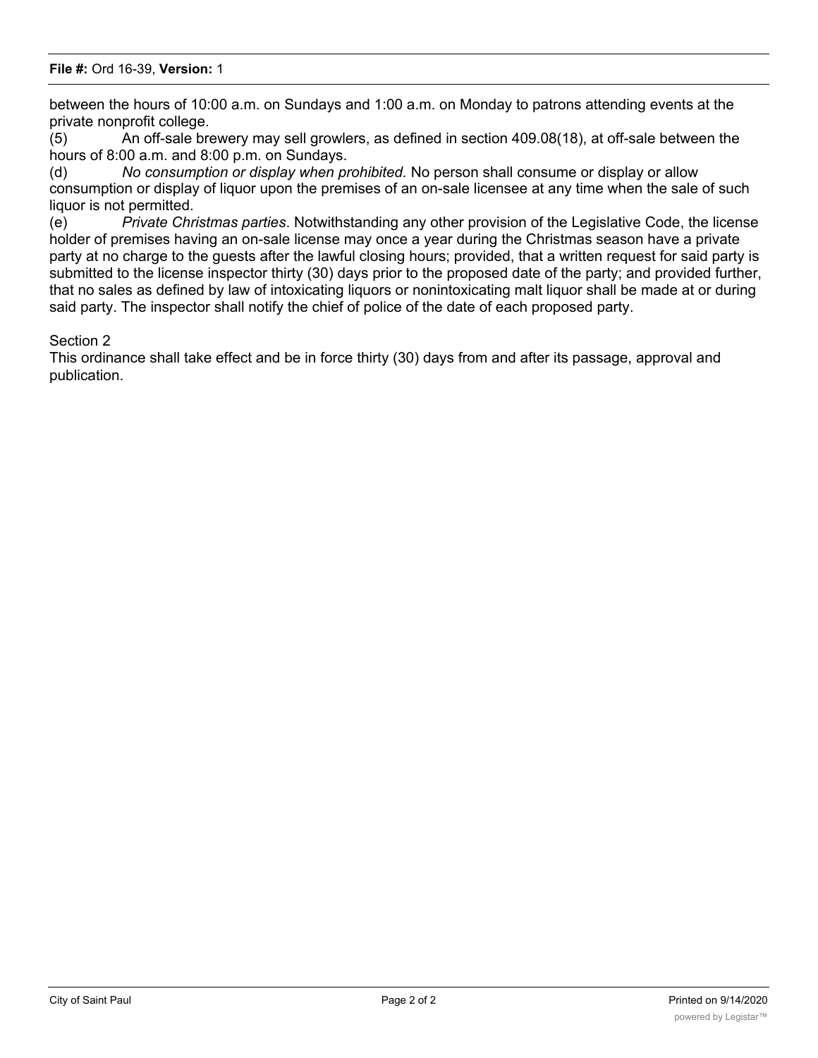between the hours of 10:00 a.m. on Sundays and 1:00 a.m. on Monday to patrons attending events at the private nonprofit college.

(5) An off-sale brewery may sell growlers, as defined in section 409.08(18), at off-sale between the hours of 8:00 a.m. and 8:00 p.m. on Sundays.

(d) *No consumption or display when prohibited.* No person shall consume or display or allow consumption or display of liquor upon the premises of an on-sale licensee at any time when the sale of such liquor is not permitted.

(e) *Private Christmas parties*. Notwithstanding any other provision of the Legislative Code, the license holder of premises having an on-sale license may once a year during the Christmas season have a private party at no charge to the guests after the lawful closing hours; provided, that a written request for said party is submitted to the license inspector thirty (30) days prior to the proposed date of the party; and provided further, that no sales as defined by law of intoxicating liquors or nonintoxicating malt liquor shall be made at or during said party. The inspector shall notify the chief of police of the date of each proposed party.

Section 2

This ordinance shall take effect and be in force thirty (30) days from and after its passage, approval and publication.